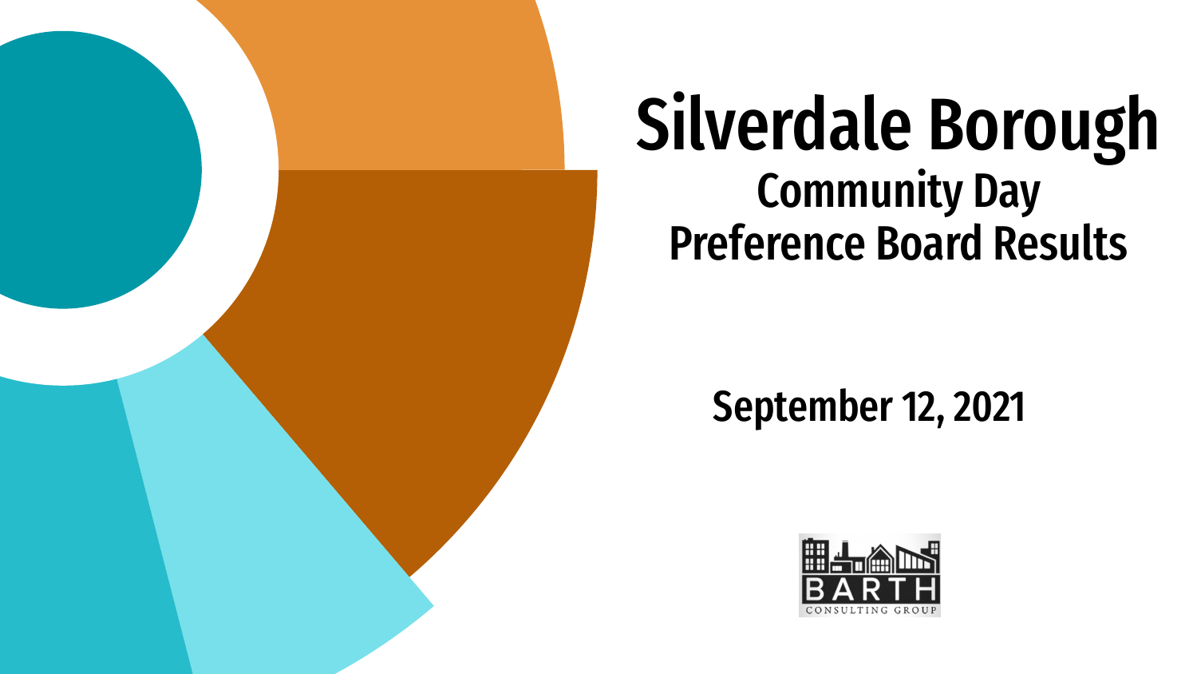# Silverdale Borough

## Community Day
## Preference Board Results

**September 12, 2021**

BARTH
CONSULTING GROUP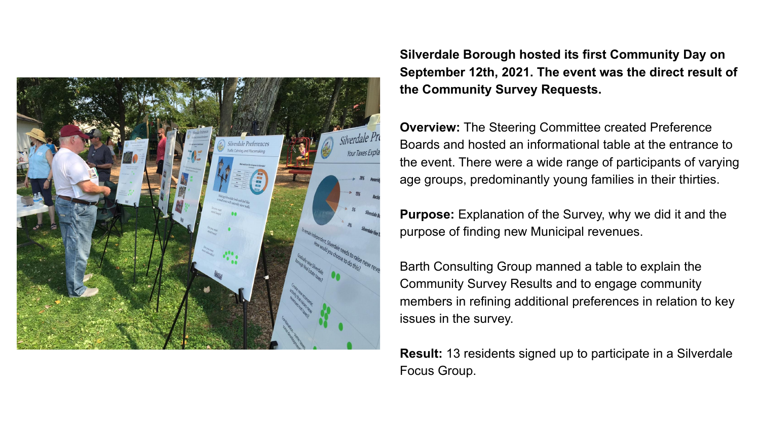**Silverdale Borough hosted its first Community Day on September 12th, 2021. The event was the direct result of the Community Survey Requests.**

**Overview:** The Steering Committee created Preference Boards and hosted an informational table at the entrance to the event. There were a wide range of participants of varying age groups, predominantly young families in their thirties.

**Purpose:** Explanation of the Survey, why we did it and the purpose of finding new Municipal revenues.

Barth Consulting Group manned a table to explain the Community Survey Results and to engage community members in refining additional preferences in relation to key issues in the survey.

**Result:** 13 residents signed up to participate in a Silverdale Focus Group.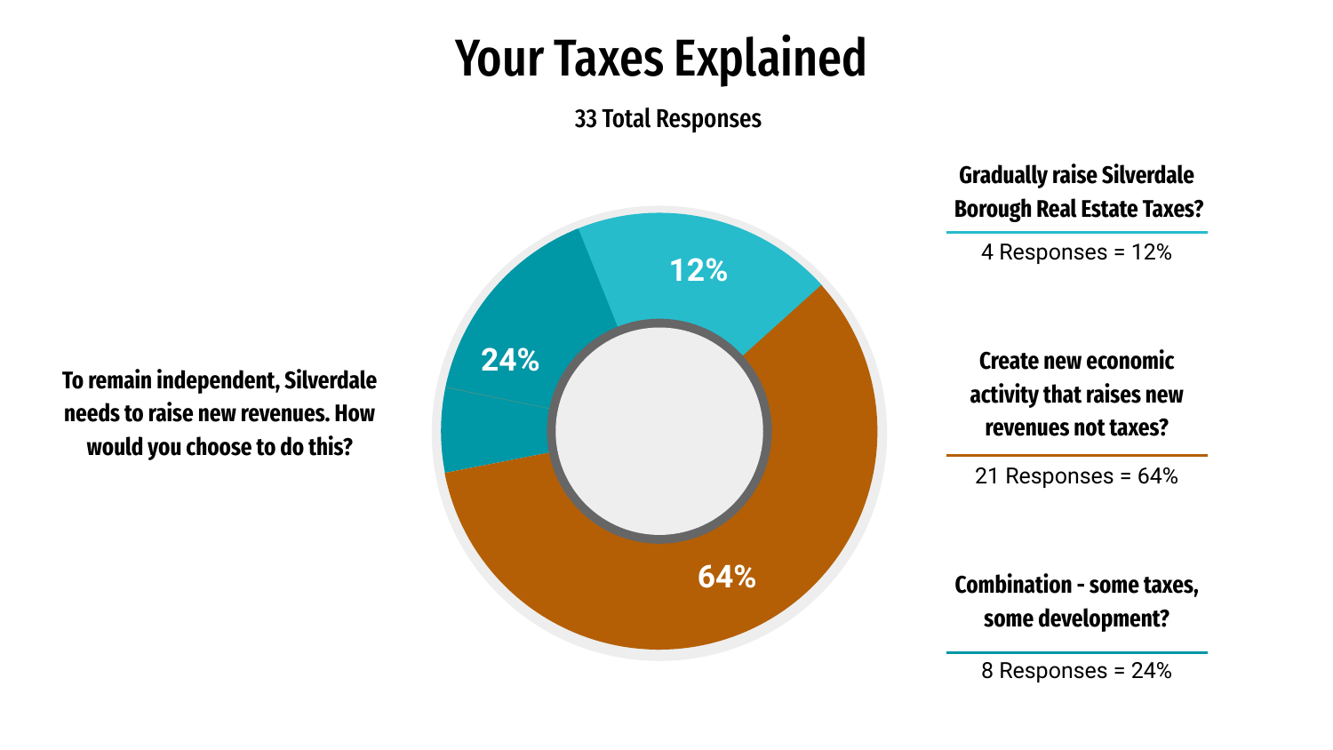# Your Taxes Explained

**33 Total Responses**

**To remain independent, Silverdale needs to raise new revenues. How would you choose to do this?**

**Gradually raise Silverdale Borough Real Estate Taxes?**

4 Responses = 12%

**Create new economic activity that raises new revenues not taxes?**

21 Responses = 64%

**Combination - some taxes, some development?**

8 Responses = 24%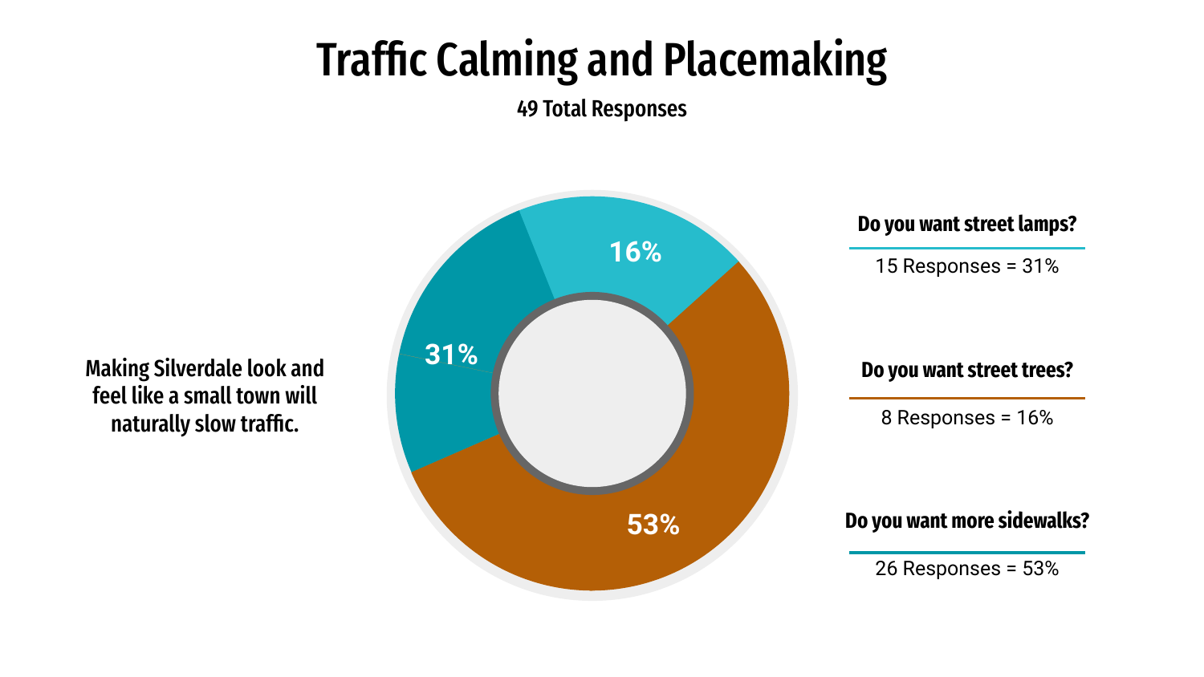# Traffic Calming and Placemaking

**49 Total Responses**

**Making Silverdale look and feel like a small town will naturally slow traffic.**

16%

31%

53%

**Do you want street lamps?**

15 Responses = 31%

**Do you want street trees?**

8 Responses = 16%

**Do you want more sidewalks?**

26 Responses = 53%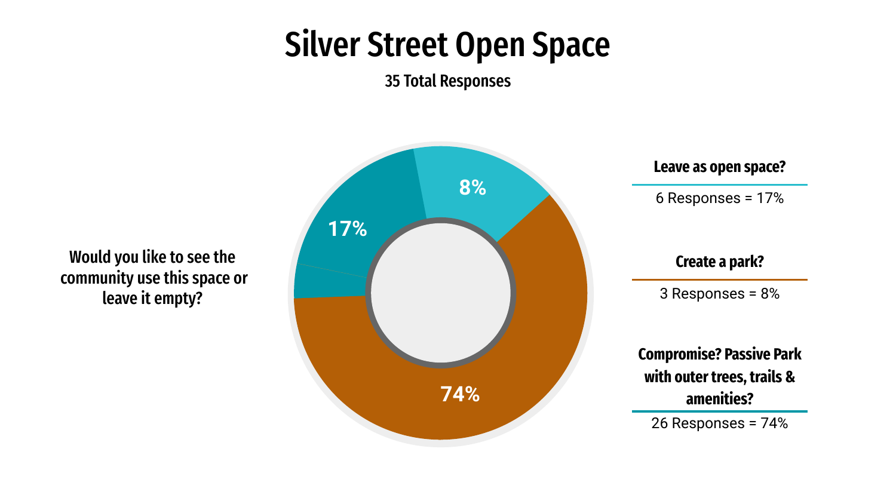# Silver Street Open Space

**35 Total Responses**

**Would you like to see the community use this space or leave it empty?**

17%

8%

74%

**Leave as open space?**

6 Responses = 17%

**Create a park?**

3 Responses = 8%

**Compromise? Passive Park with outer trees, trails & amenities?**

26 Responses = 74%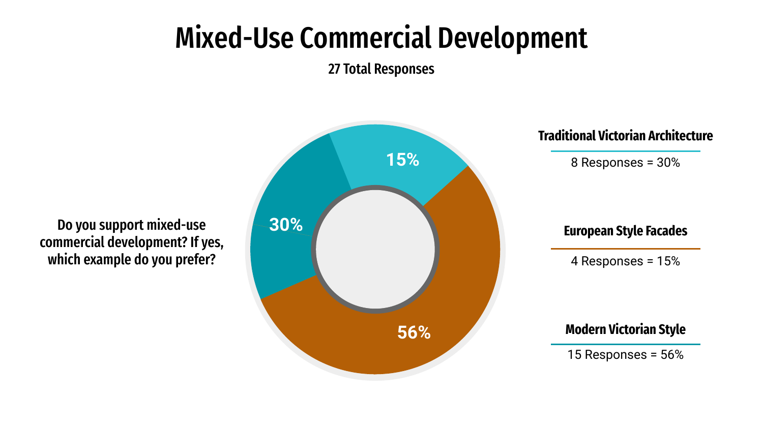# Mixed-Use Commercial Development

**27 Total Responses**

**Do you support mixed-use commercial development? If yes, which example do you prefer?**

15%

30%

56%

**Traditional Victorian Architecture**

8 Responses = 30%

**European Style Facades**

4 Responses = 15%

**Modern Victorian Style**

15 Responses = 56%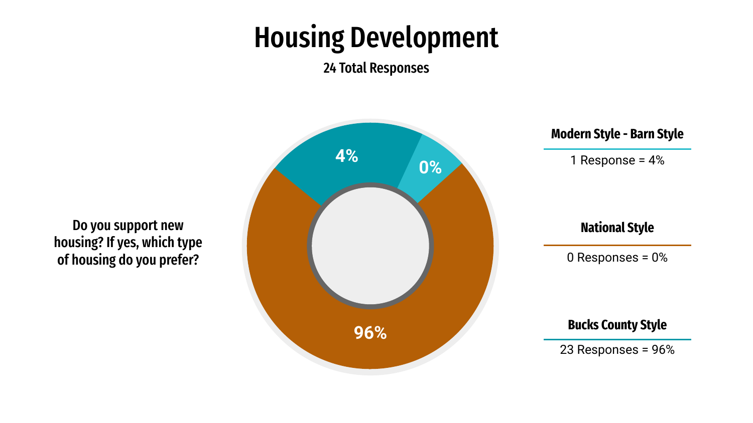# Housing Development

**24 Total Responses**

**Do you support new housing? If yes, which type of housing do you prefer?**

4%

0%

96%

**Modern Style - Barn Style**

1 Response = 4%

**National Style**

0 Responses = 0%

**Bucks County Style**

23 Responses = 96%